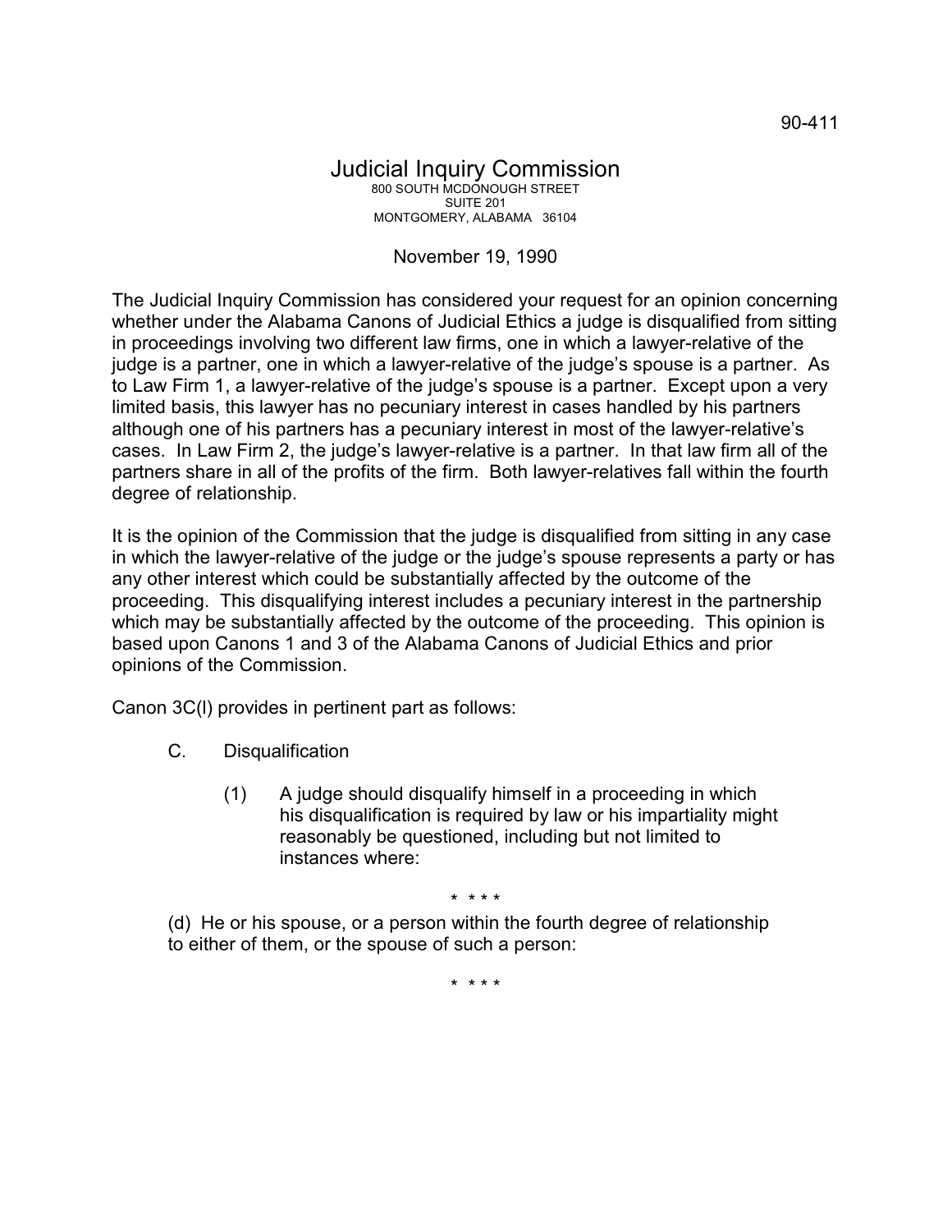90-411

# Judicial Inquiry Commission

800 SOUTH MCDONOUGH STREET
SUITE 201
MONTGOMERY, ALABAMA 36104

November 19, 1990

The Judicial Inquiry Commission has considered your request for an opinion concerning whether under the Alabama Canons of Judicial Ethics a judge is disqualified from sitting in proceedings involving two different law firms, one in which a lawyer-relative of the judge is a partner, one in which a lawyer-relative of the judge's spouse is a partner. As to Law Firm 1, a lawyer-relative of the judge's spouse is a partner. Except upon a very limited basis, this lawyer has no pecuniary interest in cases handled by his partners although one of his partners has a pecuniary interest in most of the lawyer-relative's cases. In Law Firm 2, the judge's lawyer-relative is a partner. In that law firm all of the partners share in all of the profits of the firm. Both lawyer-relatives fall within the fourth degree of relationship.

It is the opinion of the Commission that the judge is disqualified from sitting in any case in which the lawyer-relative of the judge or the judge's spouse represents a party or has any other interest which could be substantially affected by the outcome of the proceeding. This disqualifying interest includes a pecuniary interest in the partnership which may be substantially affected by the outcome of the proceeding. This opinion is based upon Canons 1 and 3 of the Alabama Canons of Judicial Ethics and prior opinions of the Commission.

Canon 3C(l) provides in pertinent part as follows:

> C. Disqualification
>
> (1) A judge should disqualify himself in a proceeding in which his disqualification is required by law or his impartiality might reasonably be questioned, including but not limited to instances where:
>
> * * * *
>
> (d) He or his spouse, or a person within the fourth degree of relationship to either of them, or the spouse of such a person:
>
> * * * *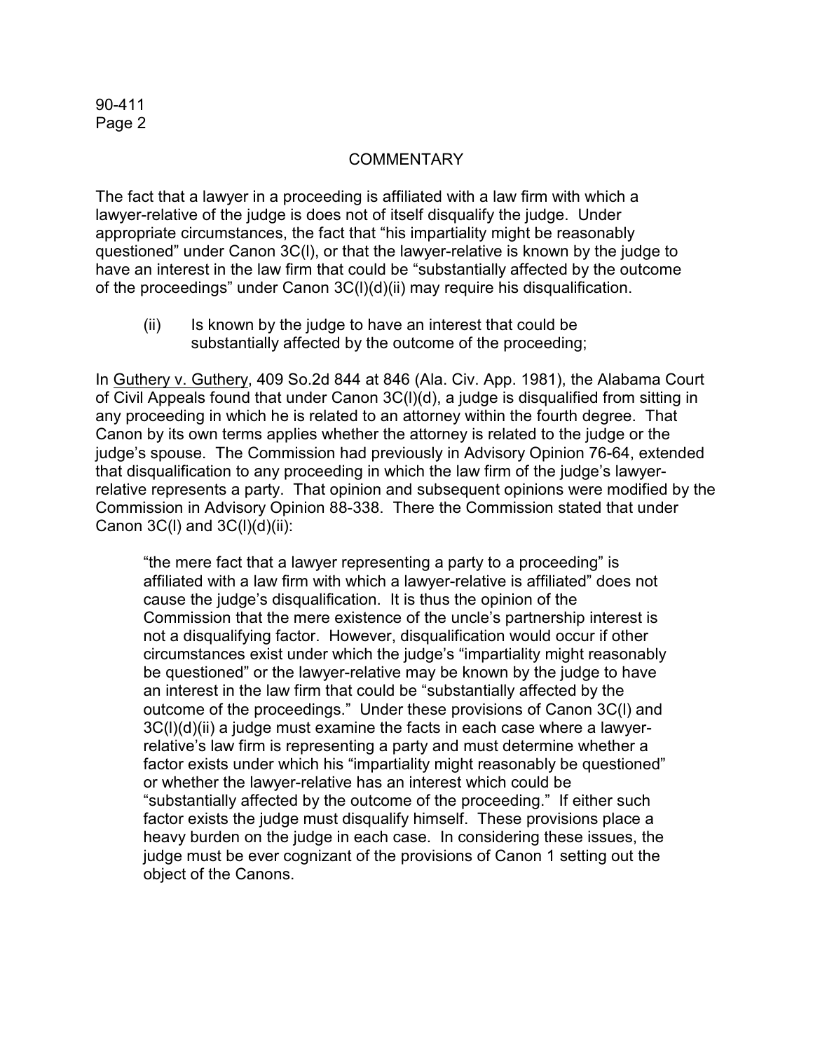## COMMENTARY

The fact that a lawyer in a proceeding is affiliated with a law firm with which a lawyer-relative of the judge is does not of itself disqualify the judge. Under appropriate circumstances, the fact that "his impartiality might be reasonably questioned" under Canon 3C(l), or that the lawyer-relative is known by the judge to have an interest in the law firm that could be "substantially affected by the outcome of the proceedings" under Canon 3C(l)(d)(ii) may require his disqualification.

> (ii) Is known by the judge to have an interest that could be substantially affected by the outcome of the proceeding;

In Guthery v. Guthery, 409 So.2d 844 at 846 (Ala. Civ. App. 1981), the Alabama Court of Civil Appeals found that under Canon 3C(l)(d), a judge is disqualified from sitting in any proceeding in which he is related to an attorney within the fourth degree. That Canon by its own terms applies whether the attorney is related to the judge or the judge's spouse. The Commission had previously in Advisory Opinion 76-64, extended that disqualification to any proceeding in which the law firm of the judge's lawyer-relative represents a party. That opinion and subsequent opinions were modified by the Commission in Advisory Opinion 88-338. There the Commission stated that under Canon 3C(l) and 3C(l)(d)(ii):

> "the mere fact that a lawyer representing a party to a proceeding" is affiliated with a law firm with which a lawyer-relative is affiliated" does not cause the judge's disqualification. It is thus the opinion of the Commission that the mere existence of the uncle's partnership interest is not a disqualifying factor. However, disqualification would occur if other circumstances exist under which the judge's "impartiality might reasonably be questioned" or the lawyer-relative may be known by the judge to have an interest in the law firm that could be "substantially affected by the outcome of the proceedings." Under these provisions of Canon 3C(l) and 3C(l)(d)(ii) a judge must examine the facts in each case where a lawyer-relative's law firm is representing a party and must determine whether a factor exists under which his "impartiality might reasonably be questioned" or whether the lawyer-relative has an interest which could be "substantially affected by the outcome of the proceeding." If either such factor exists the judge must disqualify himself. These provisions place a heavy burden on the judge in each case. In considering these issues, the judge must be ever cognizant of the provisions of Canon 1 setting out the object of the Canons.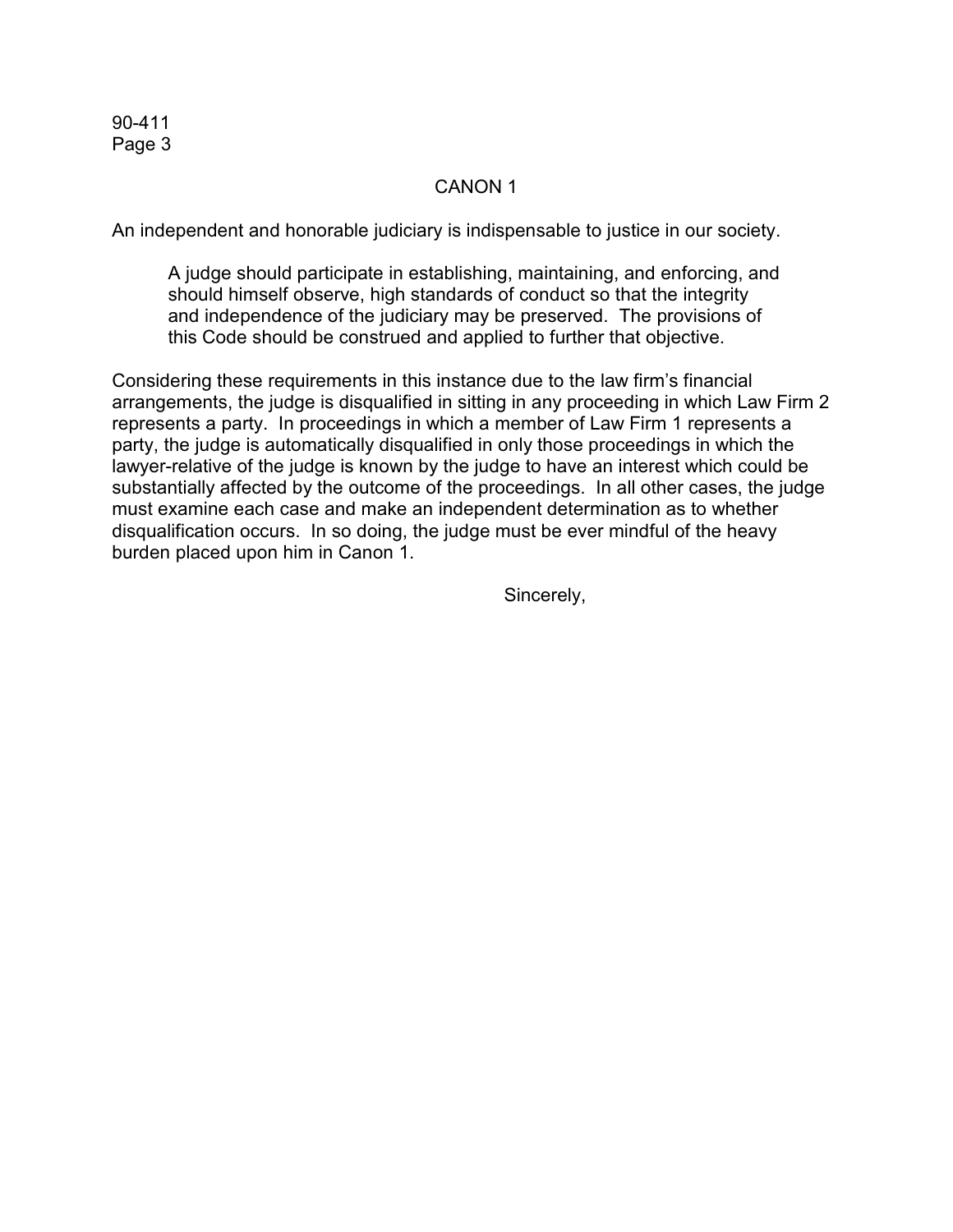## CANON 1

An independent and honorable judiciary is indispensable to justice in our society.

> A judge should participate in establishing, maintaining, and enforcing, and should himself observe, high standards of conduct so that the integrity and independence of the judiciary may be preserved. The provisions of this Code should be construed and applied to further that objective.

Considering these requirements in this instance due to the law firm's financial arrangements, the judge is disqualified in sitting in any proceeding in which Law Firm 2 represents a party. In proceedings in which a member of Law Firm 1 represents a party, the judge is automatically disqualified in only those proceedings in which the lawyer-relative of the judge is known by the judge to have an interest which could be substantially affected by the outcome of the proceedings. In all other cases, the judge must examine each case and make an independent determination as to whether disqualification occurs. In so doing, the judge must be ever mindful of the heavy burden placed upon him in Canon 1.

Sincerely,